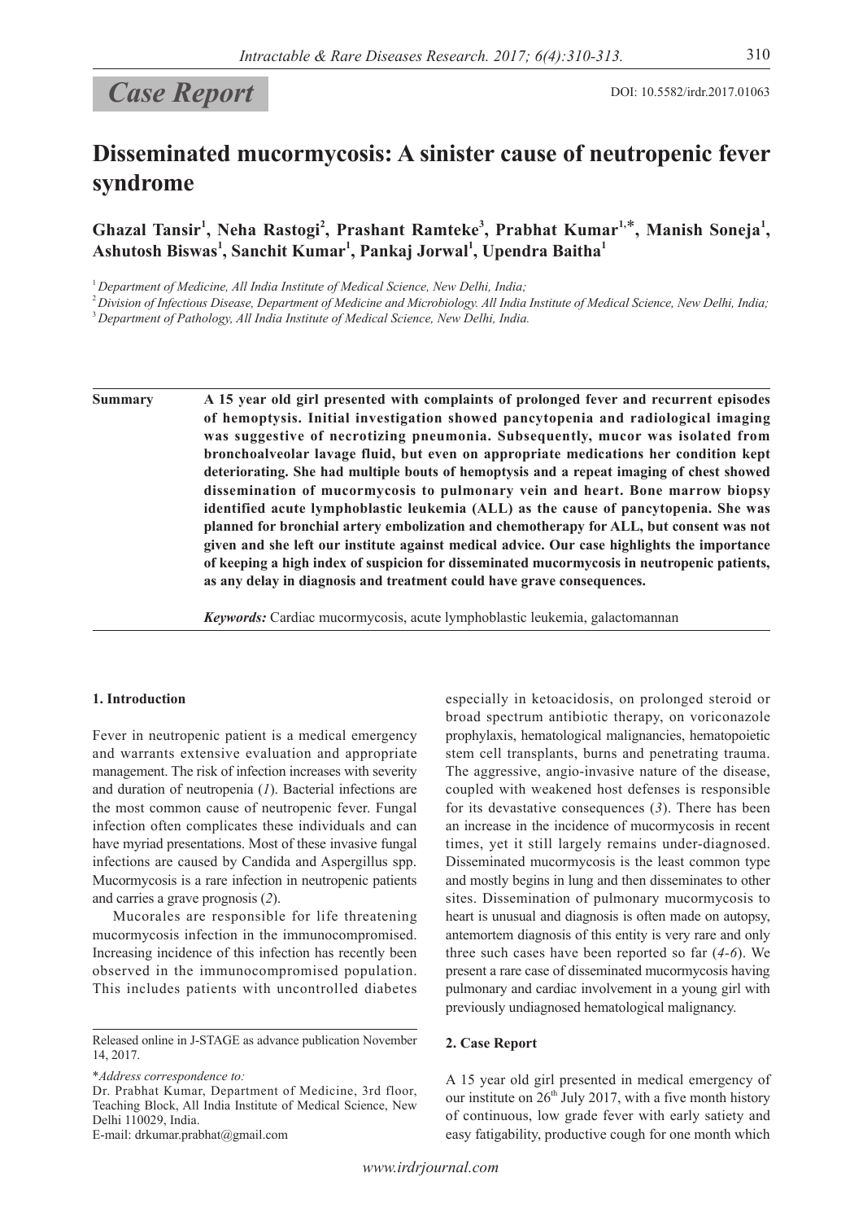*Case Report*

DOI: 10.5582/irdr.2017.01063

# Disseminated mucormycosis: A sinister cause of neutropenic fever syndrome

**Ghazal Tansir[1], Neha Rastogi[2], Prashant Ramteke[3], Prabhat Kumar[1,*], Manish Soneja[1], Ashutosh Biswas[1], Sanchit Kumar[1], Pankaj Jorwal[1], Upendra Baitha[1]**

[1] *Department of Medicine, All India Institute of Medical Science, New Delhi, India;*

[2] *Division of Infectious Disease, Department of Medicine and Microbiology. All India Institute of Medical Science, New Delhi, India;*

[3] *Department of Pathology, All India Institute of Medical Science, New Delhi, India.*

**Summary** **A 15 year old girl presented with complaints of prolonged fever and recurrent episodes of hemoptysis. Initial investigation showed pancytopenia and radiological imaging was suggestive of necrotizing pneumonia. Subsequently, mucor was isolated from bronchoalveolar lavage fluid, but even on appropriate medications her condition kept deteriorating. She had multiple bouts of hemoptysis and a repeat imaging of chest showed dissemination of mucormycosis to pulmonary vein and heart. Bone marrow biopsy identified acute lymphoblastic leukemia (ALL) as the cause of pancytopenia. She was planned for bronchial artery embolization and chemotherapy for ALL, but consent was not given and she left our institute against medical advice. Our case highlights the importance of keeping a high index of suspicion for disseminated mucormycosis in neutropenic patients, as any delay in diagnosis and treatment could have grave consequences.**

*Keywords:* Cardiac mucormycosis, acute lymphoblastic leukemia, galactomannan

## 1. Introduction

Fever in neutropenic patient is a medical emergency and warrants extensive evaluation and appropriate management. The risk of infection increases with severity and duration of neutropenia (*1*). Bacterial infections are the most common cause of neutropenic fever. Fungal infection often complicates these individuals and can have myriad presentations. Most of these invasive fungal infections are caused by Candida and Aspergillus spp. Mucormycosis is a rare infection in neutropenic patients and carries a grave prognosis (*2*).

Mucorales are responsible for life threatening mucormycosis infection in the immunocompromised. Increasing incidence of this infection has recently been observed in the immunocompromised population. This includes patients with uncontrolled diabetes especially in ketoacidosis, on prolonged steroid or broad spectrum antibiotic therapy, on voriconazole prophylaxis, hematological malignancies, hematopoietic stem cell transplants, burns and penetrating trauma. The aggressive, angio-invasive nature of the disease, coupled with weakened host defenses is responsible for its devastative consequences (*3*). There has been an increase in the incidence of mucormycosis in recent times, yet it still largely remains under-diagnosed. Disseminated mucormycosis is the least common type and mostly begins in lung and then disseminates to other sites. Dissemination of pulmonary mucormycosis to heart is unusual and diagnosis is often made on autopsy, antemortem diagnosis of this entity is very rare and only three such cases have been reported so far (*4-6*). We present a rare case of disseminated mucormycosis having pulmonary and cardiac involvement in a young girl with previously undiagnosed hematological malignancy.

## 2. Case Report

A 15 year old girl presented in medical emergency of our institute on 26th July 2017, with a five month history of continuous, low grade fever with early satiety and easy fatigability, productive cough for one month which

Released online in J-STAGE as advance publication November 14, 2017.

\**Address correspondence to:*
Dr. Prabhat Kumar, Department of Medicine, 3rd floor, Teaching Block, All India Institute of Medical Science, New Delhi 110029, India.
E-mail: drkumar.prabhat@gmail.com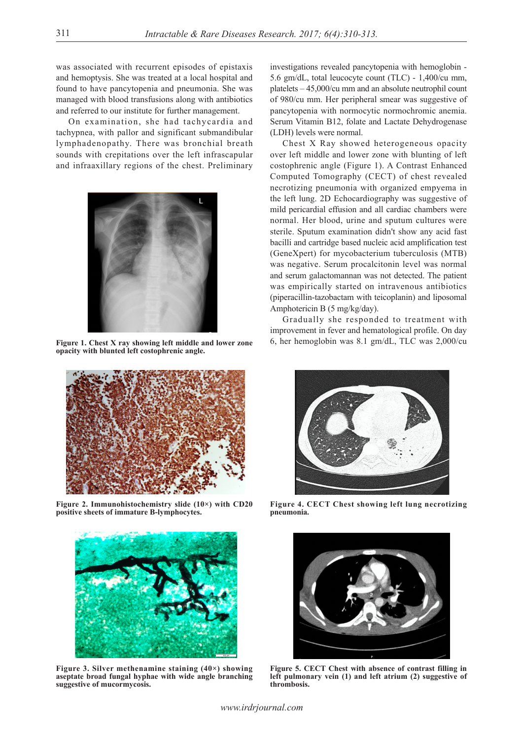was associated with recurrent episodes of epistaxis and hemoptysis. She was treated at a local hospital and found to have pancytopenia and pneumonia. She was managed with blood transfusions along with antibiotics and referred to our institute for further management.

On examination, she had tachycardia and tachypnea, with pallor and significant submandibular lymphadenopathy. There was bronchial breath sounds with crepitations over the left infrascapular and infraaxillary regions of the chest. Preliminary investigations revealed pancytopenia with hemoglobin - 5.6 gm/dL, total leucocyte count (TLC) - 1,400/cu mm, platelets – 45,000/cu mm and an absolute neutrophil count of 980/cu mm. Her peripheral smear was suggestive of pancytopenia with normocytic normochromic anemia. Serum Vitamin B12, folate and Lactate Dehydrogenase (LDH) levels were normal.

Chest X Ray showed heterogeneous opacity over left middle and lower zone with blunting of left costophrenic angle (Figure 1). A Contrast Enhanced Computed Tomography (CECT) of chest revealed necrotizing pneumonia with organized empyema in the left lung. 2D Echocardiography was suggestive of mild pericardial effusion and all cardiac chambers were normal. Her blood, urine and sputum cultures were sterile. Sputum examination didn't show any acid fast bacilli and cartridge based nucleic acid amplification test (GeneXpert) for mycobacterium tuberculosis (MTB) was negative. Serum procalcitonin level was normal and serum galactomannan was not detected. The patient was empirically started on intravenous antibiotics (piperacillin-tazobactam with teicoplanin) and liposomal Amphotericin B (5 mg/kg/day).

Gradually she responded to treatment with improvement in fever and hematological profile. On day 6, her hemoglobin was 8.1 gm/dL, TLC was 2,000/cu

**Figure 1. Chest X ray showing left middle and lower zone opacity with blunted left costophrenic angle.**

**Figure 2. Immunohistochemistry slide (10×) with CD20 positive sheets of immature B-lymphocytes.**

**Figure 3. Silver methenamine staining (40×) showing aseptate broad fungal hyphae with wide angle branching suggestive of mucormycosis.**

**Figure 4. CECT Chest showing left lung necrotizing pneumonia.**

**Figure 5. CECT Chest with absence of contrast filling in left pulmonary vein (1) and left atrium (2) suggestive of thrombosis.**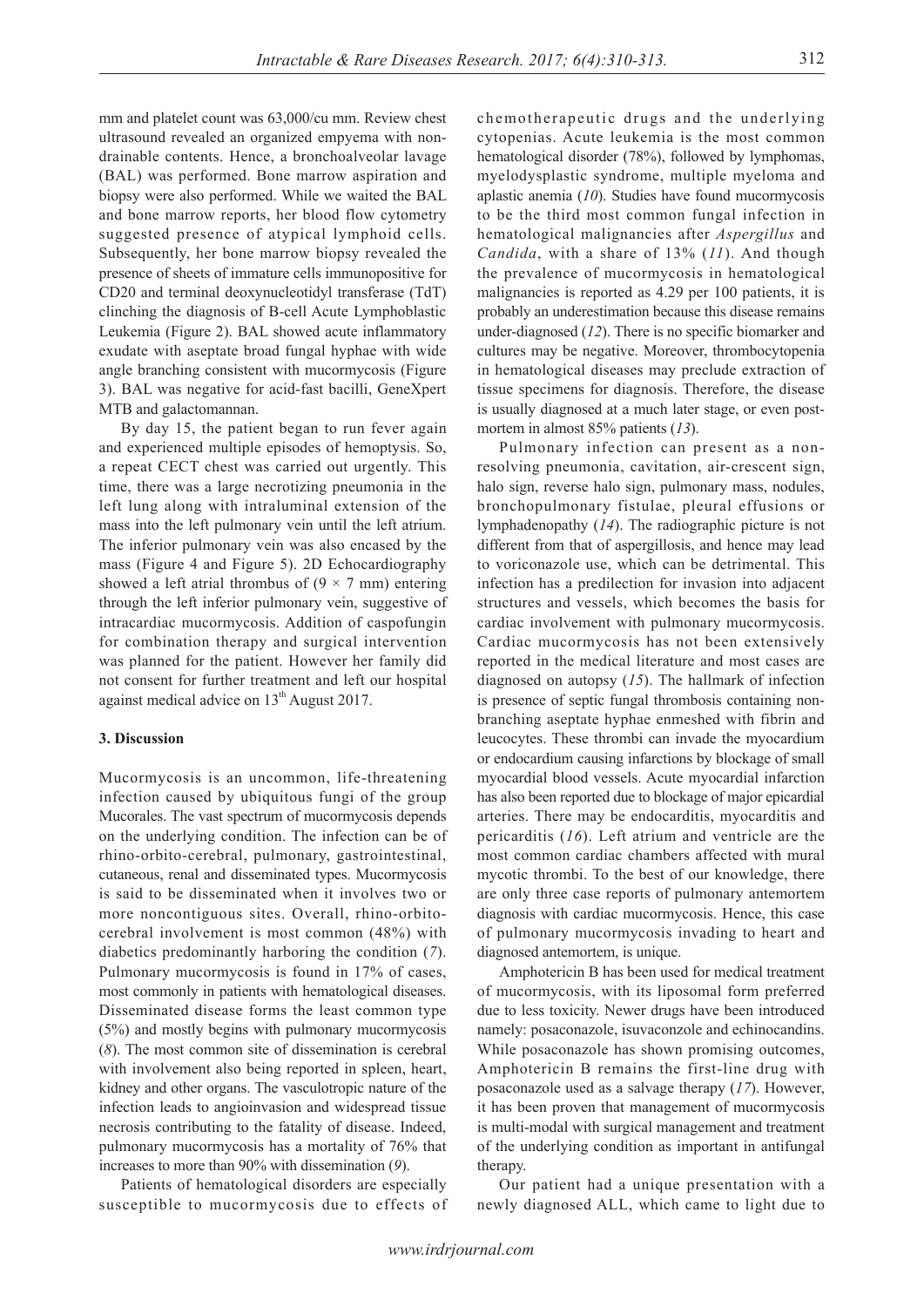mm and platelet count was 63,000/cu mm. Review chest ultrasound revealed an organized empyema with non-drainable contents. Hence, a bronchoalveolar lavage (BAL) was performed. Bone marrow aspiration and biopsy were also performed. While we waited the BAL and bone marrow reports, her blood flow cytometry suggested presence of atypical lymphoid cells. Subsequently, her bone marrow biopsy revealed the presence of sheets of immature cells immunopositive for CD20 and terminal deoxynucleotidyl transferase (TdT) clinching the diagnosis of B-cell Acute Lymphoblastic Leukemia (Figure 2). BAL showed acute inflammatory exudate with aseptate broad fungal hyphae with wide angle branching consistent with mucormycosis (Figure 3). BAL was negative for acid-fast bacilli, GeneXpert MTB and galactomannan.

By day 15, the patient began to run fever again and experienced multiple episodes of hemoptysis. So, a repeat CECT chest was carried out urgently. This time, there was a large necrotizing pneumonia in the left lung along with intraluminal extension of the mass into the left pulmonary vein until the left atrium. The inferior pulmonary vein was also encased by the mass (Figure 4 and Figure 5). 2D Echocardiography showed a left atrial thrombus of ($9 \times 7$ mm) entering through the left inferior pulmonary vein, suggestive of intracardiac mucormycosis. Addition of caspofungin for combination therapy and surgical intervention was planned for the patient. However her family did not consent for further treatment and left our hospital against medical advice on 13th August 2017.

## 3. Discussion

Mucormycosis is an uncommon, life-threatening infection caused by ubiquitous fungi of the group Mucorales. The vast spectrum of mucormycosis depends on the underlying condition. The infection can be of rhino-orbito-cerebral, pulmonary, gastrointestinal, cutaneous, renal and disseminated types. Mucormycosis is said to be disseminated when it involves two or more noncontiguous sites. Overall, rhino-orbito-cerebral involvement is most common (48%) with diabetics predominantly harboring the condition (*7*). Pulmonary mucormycosis is found in 17% of cases, most commonly in patients with hematological diseases. Disseminated disease forms the least common type (5%) and mostly begins with pulmonary mucormycosis (*8*). The most common site of dissemination is cerebral with involvement also being reported in spleen, heart, kidney and other organs. The vasculotropic nature of the infection leads to angioinvasion and widespread tissue necrosis contributing to the fatality of disease. Indeed, pulmonary mucormycosis has a mortality of 76% that increases to more than 90% with dissemination (*9*).

Patients of hematological disorders are especially susceptible to mucormycosis due to effects of chemotherapeutic drugs and the underlying cytopenias. Acute leukemia is the most common hematological disorder (78%), followed by lymphomas, myelodysplastic syndrome, multiple myeloma and aplastic anemia (*10*). Studies have found mucormycosis to be the third most common fungal infection in hematological malignancies after *Aspergillus* and *Candida*, with a share of 13% (*11*). And though the prevalence of mucormycosis in hematological malignancies is reported as 4.29 per 100 patients, it is probably an underestimation because this disease remains under-diagnosed (*12*). There is no specific biomarker and cultures may be negative. Moreover, thrombocytopenia in hematological diseases may preclude extraction of tissue specimens for diagnosis. Therefore, the disease is usually diagnosed at a much later stage, or even post-mortem in almost 85% patients (*13*).

Pulmonary infection can present as a non-resolving pneumonia, cavitation, air-crescent sign, halo sign, reverse halo sign, pulmonary mass, nodules, bronchopulmonary fistulae, pleural effusions or lymphadenopathy (*14*). The radiographic picture is not different from that of aspergillosis, and hence may lead to voriconazole use, which can be detrimental. This infection has a predilection for invasion into adjacent structures and vessels, which becomes the basis for cardiac involvement with pulmonary mucormycosis. Cardiac mucormycosis has not been extensively reported in the medical literature and most cases are diagnosed on autopsy (*15*). The hallmark of infection is presence of septic fungal thrombosis containing non-branching aseptate hyphae enmeshed with fibrin and leucocytes. These thrombi can invade the myocardium or endocardium causing infarctions by blockage of small myocardial blood vessels. Acute myocardial infarction has also been reported due to blockage of major epicardial arteries. There may be endocarditis, myocarditis and pericarditis (*16*). Left atrium and ventricle are the most common cardiac chambers affected with mural mycotic thrombi. To the best of our knowledge, there are only three case reports of pulmonary antemortem diagnosis with cardiac mucormycosis. Hence, this case of pulmonary mucormycosis invading to heart and diagnosed antemortem, is unique.

Amphotericin B has been used for medical treatment of mucormycosis, with its liposomal form preferred due to less toxicity. Newer drugs have been introduced namely: posaconazole, isuvaconzole and echinocandins. While posaconazole has shown promising outcomes, Amphotericin B remains the first-line drug with posaconazole used as a salvage therapy (*17*). However, it has been proven that management of mucormycosis is multi-modal with surgical management and treatment of the underlying condition as important in antifungal therapy.

Our patient had a unique presentation with a newly diagnosed ALL, which came to light due to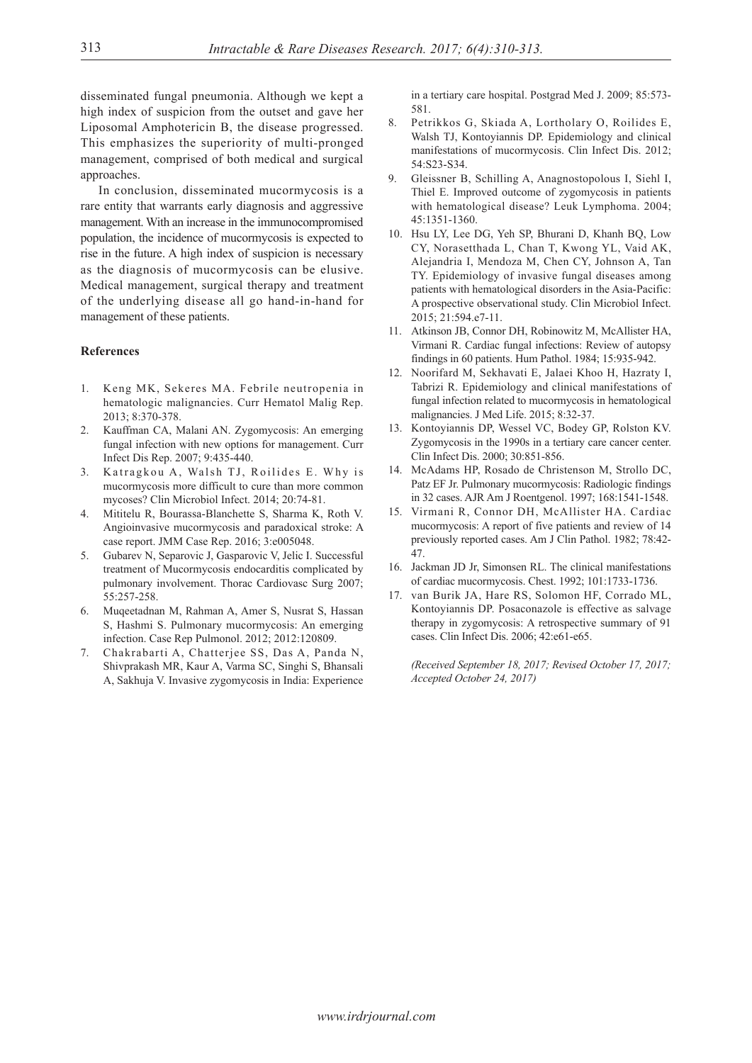disseminated fungal pneumonia. Although we kept a high index of suspicion from the outset and gave her Liposomal Amphotericin B, the disease progressed. This emphasizes the superiority of multi-pronged management, comprised of both medical and surgical approaches.

In conclusion, disseminated mucormycosis is a rare entity that warrants early diagnosis and aggressive management. With an increase in the immunocompromised population, the incidence of mucormycosis is expected to rise in the future. A high index of suspicion is necessary as the diagnosis of mucormycosis can be elusive. Medical management, surgical therapy and treatment of the underlying disease all go hand-in-hand for management of these patients.

## References

1. Keng MK, Sekeres MA. Febrile neutropenia in hematologic malignancies. Curr Hematol Malig Rep. 2013; 8:370-378.
2. Kauffman CA, Malani AN. Zygomycosis: An emerging fungal infection with new options for management. Curr Infect Dis Rep. 2007; 9:435-440.
3. Katragkou A, Walsh TJ, Roilides E. Why is mucormycosis more difficult to cure than more common mycoses? Clin Microbiol Infect. 2014; 20:74-81.
4. Mititelu R, Bourassa-Blanchette S, Sharma K, Roth V. Angioinvasive mucormycosis and paradoxical stroke: A case report. JMM Case Rep. 2016; 3:e005048.
5. Gubarev N, Separovic J, Gasparovic V, Jelic I. Successful treatment of Mucormycosis endocarditis complicated by pulmonary involvement. Thorac Cardiovasc Surg 2007; 55:257-258.
6. Muqeetadnan M, Rahman A, Amer S, Nusrat S, Hassan S, Hashmi S. Pulmonary mucormycosis: An emerging infection. Case Rep Pulmonol. 2012; 2012:120809.
7. Chakrabarti A, Chatterjee SS, Das A, Panda N, Shivprakash MR, Kaur A, Varma SC, Singhi S, Bhansali A, Sakhuja V. Invasive zygomycosis in India: Experience in a tertiary care hospital. Postgrad Med J. 2009; 85:573-581.
8. Petrikkos G, Skiada A, Lortholary O, Roilides E, Walsh TJ, Kontoyiannis DP. Epidemiology and clinical manifestations of mucormycosis. Clin Infect Dis. 2012; 54:S23-S34.
9. Gleissner B, Schilling A, Anagnostopolous I, Siehl I, Thiel E. Improved outcome of zygomycosis in patients with hematological disease? Leuk Lymphoma. 2004; 45:1351-1360.
10. Hsu LY, Lee DG, Yeh SP, Bhurani D, Khanh BQ, Low CY, Norasetthada L, Chan T, Kwong YL, Vaid AK, Alejandria I, Mendoza M, Chen CY, Johnson A, Tan TY. Epidemiology of invasive fungal diseases among patients with hematological disorders in the Asia-Pacific: A prospective observational study. Clin Microbiol Infect. 2015; 21:594.e7-11.
11. Atkinson JB, Connor DH, Robinowitz M, McAllister HA, Virmani R. Cardiac fungal infections: Review of autopsy findings in 60 patients. Hum Pathol. 1984; 15:935-942.
12. Noorifard M, Sekhavati E, Jalaei Khoo H, Hazraty I, Tabrizi R. Epidemiology and clinical manifestations of fungal infection related to mucormycosis in hematological malignancies. J Med Life. 2015; 8:32-37.
13. Kontoyiannis DP, Wessel VC, Bodey GP, Rolston KV. Zygomycosis in the 1990s in a tertiary care cancer center. Clin Infect Dis. 2000; 30:851-856.
14. McAdams HP, Rosado de Christenson M, Strollo DC, Patz EF Jr. Pulmonary mucormycosis: Radiologic findings in 32 cases. AJR Am J Roentgenol. 1997; 168:1541-1548.
15. Virmani R, Connor DH, McAllister HA. Cardiac mucormycosis: A report of five patients and review of 14 previously reported cases. Am J Clin Pathol. 1982; 78:42-47.
16. Jackman JD Jr, Simonsen RL. The clinical manifestations of cardiac mucormycosis. Chest. 1992; 101:1733-1736.
17. van Burik JA, Hare RS, Solomon HF, Corrado ML, Kontoyiannis DP. Posaconazole is effective as salvage therapy in zygomycosis: A retrospective summary of 91 cases. Clin Infect Dis. 2006; 42:e61-e65.

*(Received September 18, 2017; Revised October 17, 2017; Accepted October 24, 2017)*